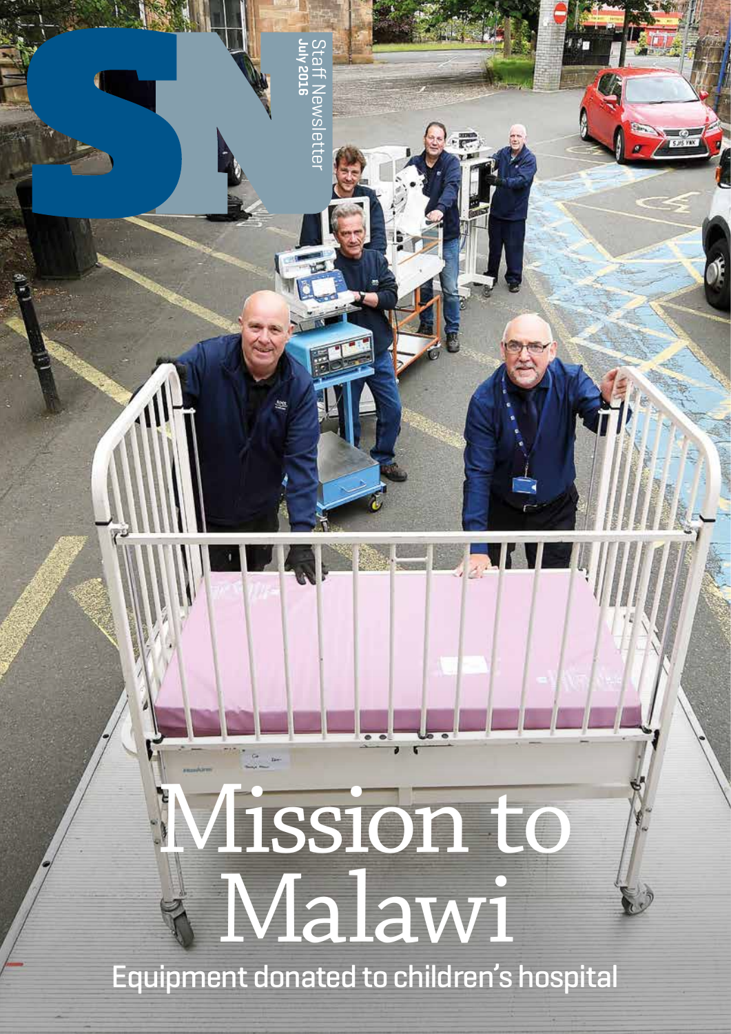# SN

Staff Newsletter
July 2016

# Mission to Malawi

Equipment donated to children's hospital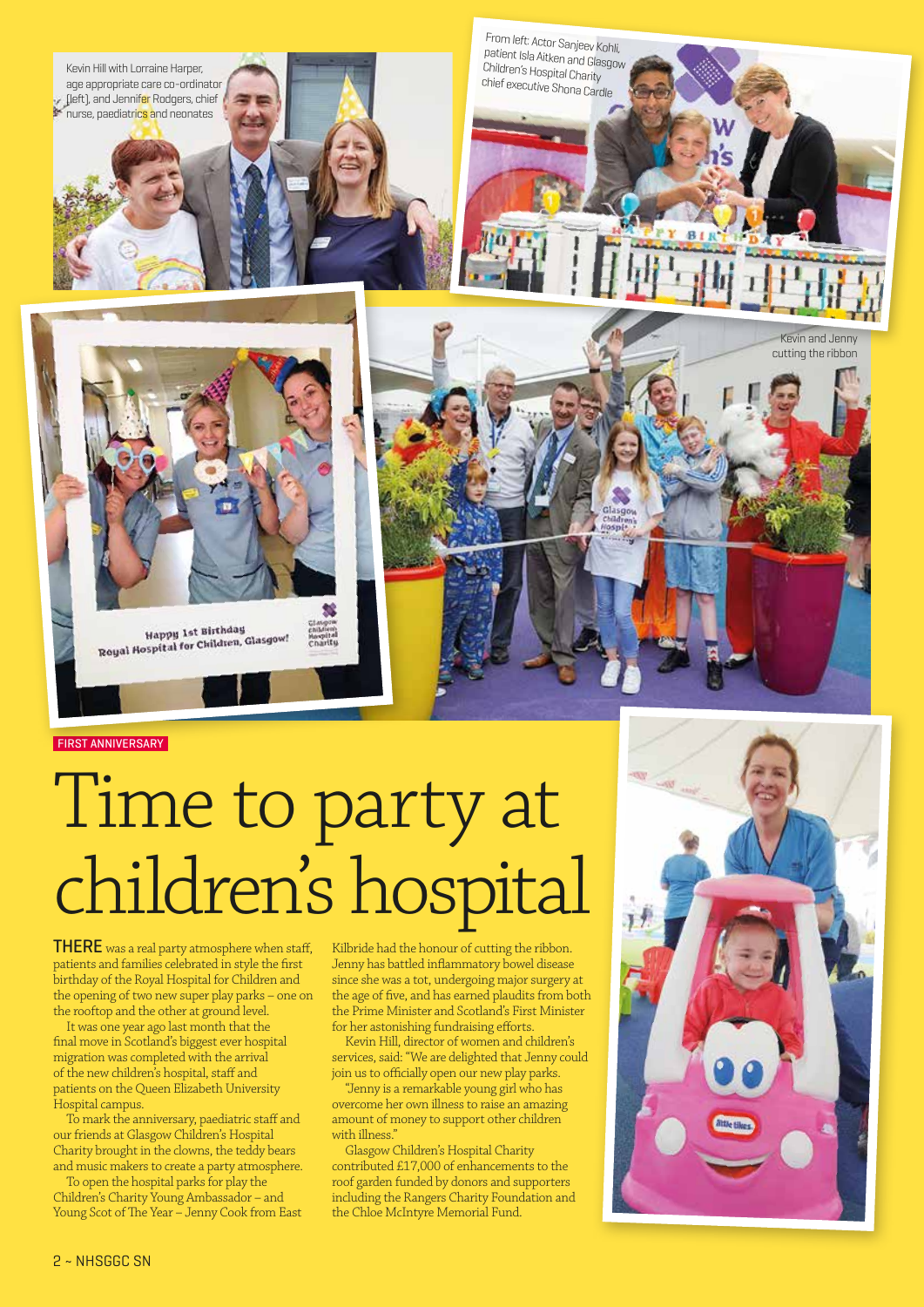Kevin Hill with Lorraine Harper, age appropriate care co-ordinator (left), and Jennifer Rodgers, chief nurse, paediatrics and neonates

From left: Actor Sanjeev Kohli, patient Isla Aitken and Glasgow Children's Hospital Charity chief executive Shona Cardle

Kevin and Jenny cutting the ribbon

FIRST ANNIVERSARY

# Time to party at children's hospital

**THERE** was a real party atmosphere when staff, patients and families celebrated in style the first birthday of the Royal Hospital for Children and the opening of two new super play parks – one on the rooftop and the other at ground level.

It was one year ago last month that the final move in Scotland's biggest ever hospital migration was completed with the arrival of the new children's hospital, staff and patients on the Queen Elizabeth University Hospital campus.

To mark the anniversary, paediatric staff and our friends at Glasgow Children's Hospital Charity brought in the clowns, the teddy bears and music makers to create a party atmosphere.

To open the hospital parks for play the Children's Charity Young Ambassador – and Young Scot of The Year – Jenny Cook from East Kilbride had the honour of cutting the ribbon. Jenny has battled inflammatory bowel disease since she was a tot, undergoing major surgery at the age of five, and has earned plaudits from both the Prime Minister and Scotland's First Minister for her astonishing fundraising efforts.

Kevin Hill, director of women and children's services, said: "We are delighted that Jenny could join us to officially open our new play parks.

"Jenny is a remarkable young girl who has overcome her own illness to raise an amazing amount of money to support other children with illness."

Glasgow Children's Hospital Charity contributed £17,000 of enhancements to the roof garden funded by donors and supporters including the Rangers Charity Foundation and the Chloe McIntyre Memorial Fund.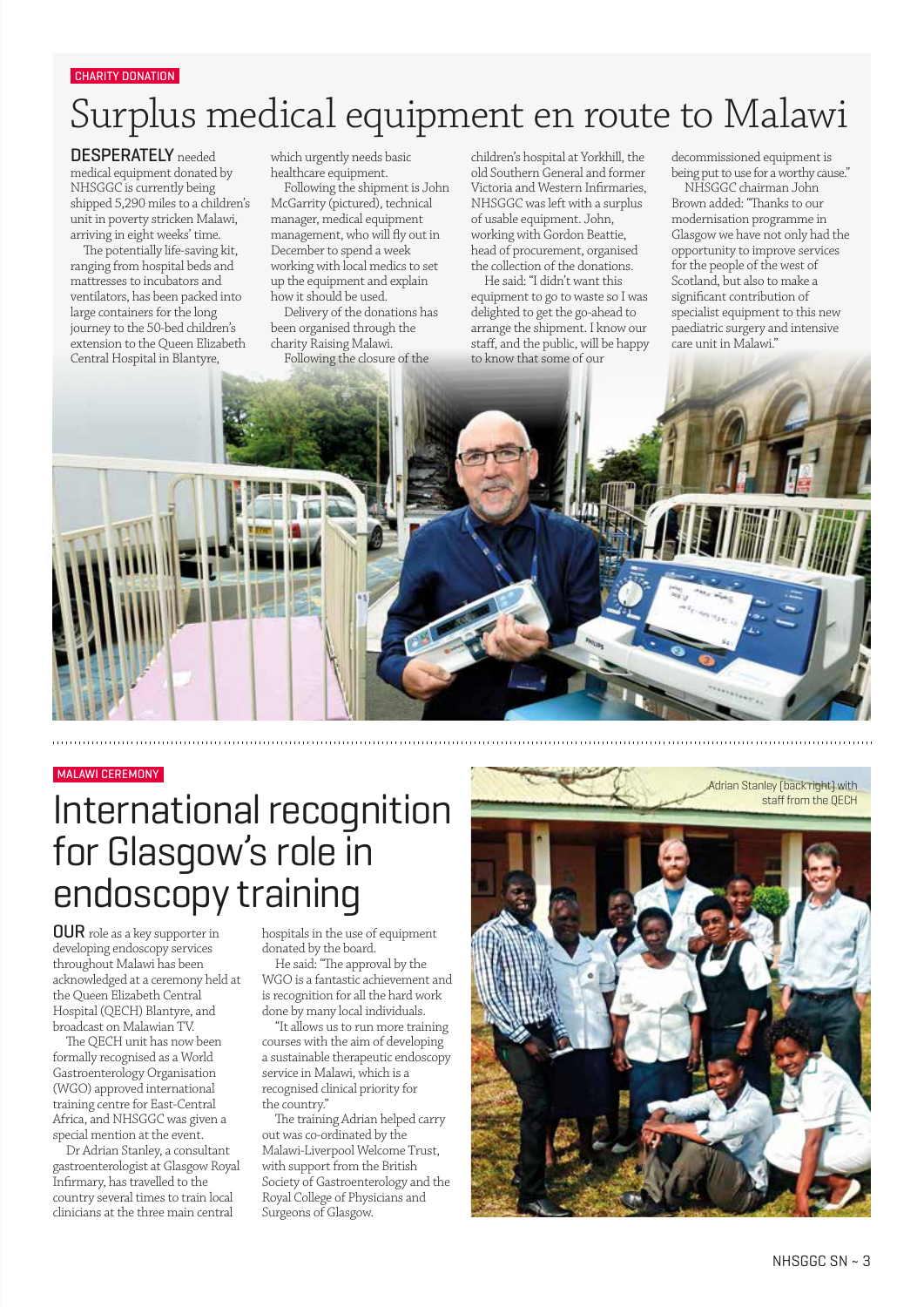CHARITY DONATION

# Surplus medical equipment en route to Malawi

**DESPERATELY** needed medical equipment donated by NHSGGC is currently being shipped 5,290 miles to a children's unit in poverty stricken Malawi, arriving in eight weeks' time.

The potentially life-saving kit, ranging from hospital beds and mattresses to incubators and ventilators, has been packed into large containers for the long journey to the 50-bed children's extension to the Queen Elizabeth Central Hospital in Blantyre, which urgently needs basic healthcare equipment.

Following the shipment is John McGarrity (pictured), technical manager, medical equipment management, who will fly out in December to spend a week working with local medics to set up the equipment and explain how it should be used.

Delivery of the donations has been organised through the charity Raising Malawi.

Following the closure of the children's hospital at Yorkhill, the old Southern General and former Victoria and Western Infirmaries, NHSGGC was left with a surplus of usable equipment. John, working with Gordon Beattie, head of procurement, organised the collection of the donations.

He said: "I didn't want this equipment to go to waste so I was delighted to get the go-ahead to arrange the shipment. I know our staff, and the public, will be happy to know that some of our decommissioned equipment is being put to use for a worthy cause."

NHSGGC chairman John Brown added: "Thanks to our modernisation programme in Glasgow we have not only had the opportunity to improve services for the people of the west of Scotland, but also to make a significant contribution of specialist equipment to this new paediatric surgery and intensive care unit in Malawi."

MALAWI CEREMONY

# International recognition for Glasgow's role in endoscopy training

**OUR** role as a key supporter in developing endoscopy services throughout Malawi has been acknowledged at a ceremony held at the Queen Elizabeth Central Hospital (QECH) Blantyre, and broadcast on Malawian TV.

The QECH unit has now been formally recognised as a World Gastroenterology Organisation (WGO) approved international training centre for East-Central Africa, and NHSGGC was given a special mention at the event.

Dr Adrian Stanley, a consultant gastroenterologist at Glasgow Royal Infirmary, has travelled to the country several times to train local clinicians at the three main central hospitals in the use of equipment donated by the board.

He said: "The approval by the WGO is a fantastic achievement and is recognition for all the hard work done by many local individuals.

"It allows us to run more training courses with the aim of developing a sustainable therapeutic endoscopy service in Malawi, which is a recognised clinical priority for the country."

The training Adrian helped carry out was co-ordinated by the Malawi-Liverpool Welcome Trust, with support from the British Society of Gastroenterology and the Royal College of Physicians and Surgeons of Glasgow.

Adrian Stanley (back right) with staff from the QECH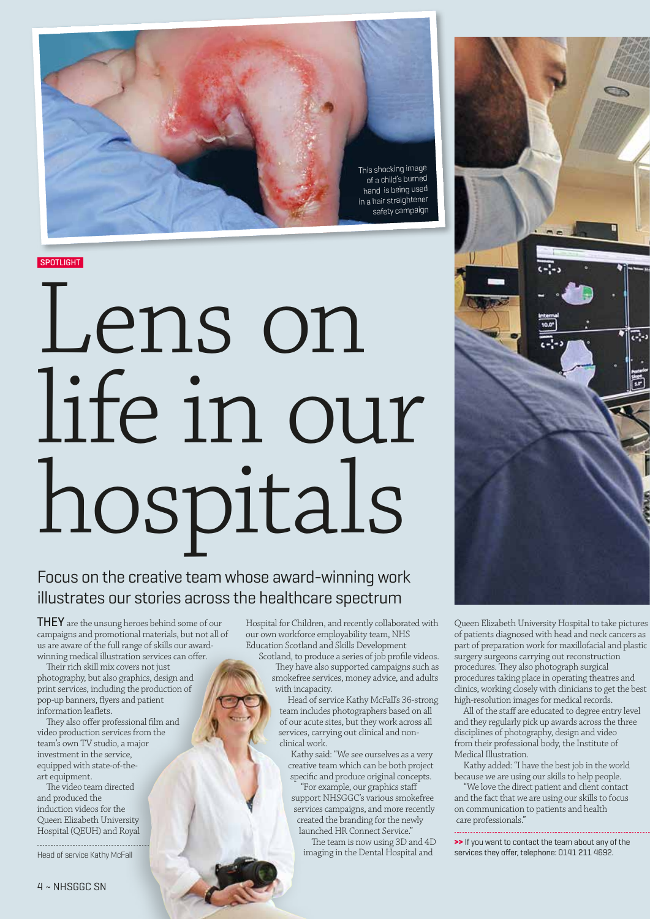This shocking image of a child's burned hand is being used in a hair straightener safety campaign

SPOTLIGHT

# Lens on life in our hospitals

## Focus on the creative team whose award-winning work illustrates our stories across the healthcare spectrum

**THEY** are the unsung heroes behind some of our campaigns and promotional materials, but not all of us are aware of the full range of skills our award-winning medical illustration services can offer.

Their rich skill mix covers not just photography, but also graphics, design and print services, including the production of pop-up banners, flyers and patient information leaflets.

They also offer professional film and video production services from the team's own TV studio, a major investment in the service, equipped with state-of-the-art equipment.

The video team directed and produced the induction videos for the Queen Elizabeth University Hospital (QEUH) and Royal Hospital for Children, and recently collaborated with our own workforce employability team, NHS Education Scotland and Skills Development Scotland, to produce a series of job profile videos.

They have also supported campaigns such as smokefree services, money advice, and adults with incapacity.

Head of service Kathy McFall's 36-strong team includes photographers based on all of our acute sites, but they work across all services, carrying out clinical and non-clinical work.

Kathy said: "We see ourselves as a very creative team which can be both project specific and produce original concepts.

"For example, our graphics staff support NHSGGC's various smokefree services campaigns, and more recently created the branding for the newly launched HR Connect Service."

The team is now using 3D and 4D imaging in the Dental Hospital and Queen Elizabeth University Hospital to take pictures of patients diagnosed with head and neck cancers as part of preparation work for maxillofacial and plastic surgery surgeons carrying out reconstruction procedures. They also photograph surgical procedures taking place in operating theatres and clinics, working closely with clinicians to get the best high-resolution images for medical records.

All of the staff are educated to degree entry level and they regularly pick up awards across the three disciplines of photography, design and video from their professional body, the Institute of Medical Illustration.

Kathy added: "I have the best job in the world because we are using our skills to help people.

"We love the direct patient and client contact and the fact that we are using our skills to focus on communication to patients and health care professionals."

Head of service Kathy McFall

>> If you want to contact the team about any of the services they offer, telephone: 0141 211 4692.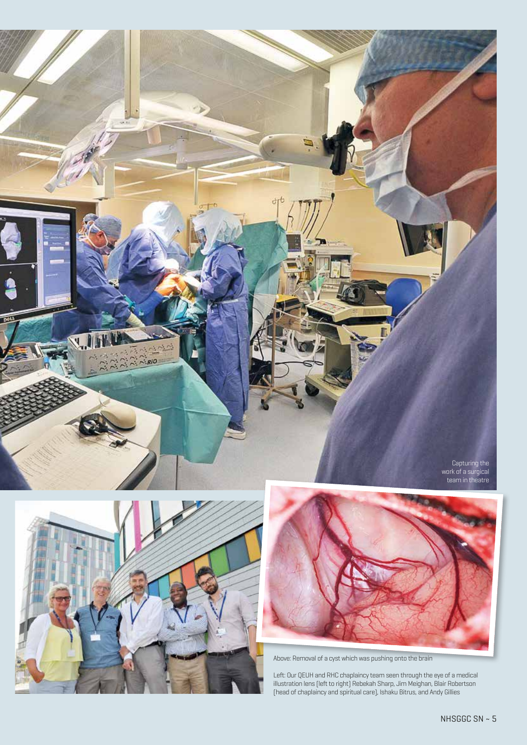Capturing the work of a surgical team in theatre

Above: Removal of a cyst which was pushing onto the brain

Left: Our QEUH and RHC chaplaincy team seen through the eye of a medical illustration lens (left to right) Rebekah Sharp, Jim Meighan, Blair Robertson (head of chaplaincy and spiritual care), Ishaku Bitrus, and Andy Gillies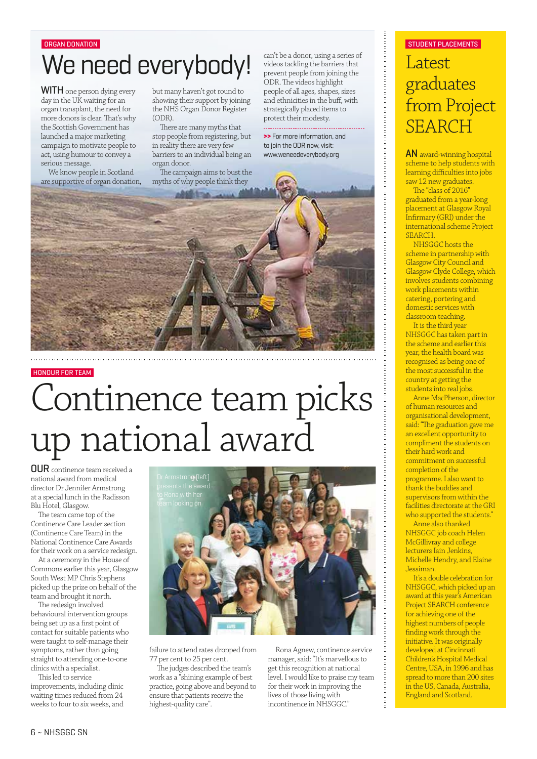ORGAN DONATION

# We need everybody!

**WITH** one person dying every day in the UK waiting for an organ transplant, the need for more donors is clear. That's why the Scottish Government has launched a major marketing campaign to motivate people to act, using humour to convey a serious message.

We know people in Scotland are supportive of organ donation, but many haven't got round to showing their support by joining the NHS Organ Donor Register (ODR).

There are many myths that stop people from registering, but in reality there are very few barriers to an individual being an organ donor.

The campaign aims to bust the myths of why people think they can't be a donor, using a series of videos tackling the barriers that prevent people from joining the ODR. The videos highlight people of all ages, shapes, sizes and ethnicities in the buff, with strategically placed items to protect their modesty.

>> For more information, and to join the ODR now, visit: www.weneedeverybody.org

HONOUR FOR TEAM

# Continence team picks up national award

**OUR** continence team received a national award from medical director Dr Jennifer Armstrong at a special lunch in the Radisson Blu Hotel, Glasgow.

The team came top of the Continence Care Leader section (Continence Care Team) in the National Continence Care Awards for their work on a service redesign.

At a ceremony in the House of Commons earlier this year, Glasgow South West MP Chris Stephens picked up the prize on behalf of the team and brought it north.

The redesign involved behavioural intervention groups being set up as a first point of contact for suitable patients who were taught to self-manage their symptoms, rather than going straight to attending one-to-one clinics with a specialist.

This led to service improvements, including clinic waiting times reduced from 24 weeks to four to six weeks, and failure to attend rates dropped from 77 per cent to 25 per cent.

Dr Armstrong [left] presents the award to Rona with her team looking on

The judges described the team's work as a "shining example of best practice, going above and beyond to ensure that patients receive the highest-quality care".

Rona Agnew, continence service manager, said: "It's marvellous to get this recognition at national level. I would like to praise my team for their work in improving the lives of those living with incontinence in NHSGGC."

STUDENT PLACEMENTS

# Latest graduates from Project SEARCH

**AN** award-winning hospital scheme to help students with learning difficulties into jobs saw 12 new graduates.

The "class of 2016" graduated from a year-long placement at Glasgow Royal Infirmary (GRI) under the international scheme Project SEARCH.

NHSGGC hosts the scheme in partnership with Glasgow City Council and Glasgow Clyde College, which involves students combining work placements within catering, portering and domestic services with classroom teaching.

It is the third year NHSGGC has taken part in the scheme and earlier this year, the health board was recognised as being one of the most successful in the country at getting the students into real jobs.

Anne MacPherson, director of human resources and organisational development, said: "The graduation gave me an excellent opportunity to compliment the students on their hard work and commitment on successful completion of the programme. I also want to thank the buddies and supervisors from within the facilities directorate at the GRI who supported the students."

Anne also thanked NHSGGC job coach Helen McGillivray and college lecturers Iain Jenkins, Michelle Hendry, and Elaine Jessiman.

It's a double celebration for NHSGGC, which picked up an award at this year's American Project SEARCH conference for achieving one of the highest numbers of people finding work through the initiative. It was originally developed at Cincinnati Children's Hospital Medical Centre, USA, in 1996 and has spread to more than 200 sites in the US, Canada, Australia, England and Scotland.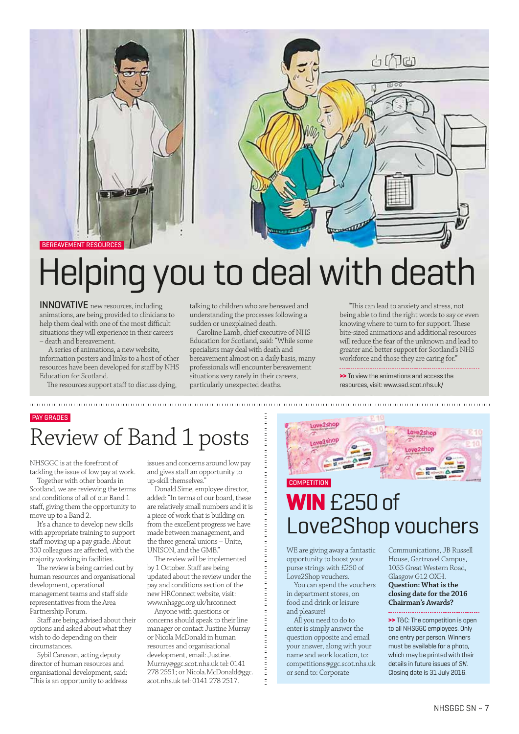BEREAVEMENT RESOURCES

# Helping you to deal with death

**INNOVATIVE** new resources, including animations, are being provided to clinicians to help them deal with one of the most difficult situations they will experience in their careers – death and bereavement.

A series of animations, a new website, information posters and links to a host of other resources have been developed for staff by NHS Education for Scotland.

The resources support staff to discuss dying, talking to children who are bereaved and understanding the processes following a sudden or unexplained death.

Caroline Lamb, chief executive of NHS Education for Scotland, said: "While some specialists may deal with death and bereavement almost on a daily basis, many professionals will encounter bereavement situations very rarely in their careers, particularly unexpected deaths.

"This can lead to anxiety and stress, not being able to find the right words to say or even knowing where to turn to for support. These bite-sized animations and additional resources will reduce the fear of the unknown and lead to greater and better support for Scotland's NHS workforce and those they are caring for."

>> To view the animations and access the resources, visit: www.sad.scot.nhs.uk/

PAY GRADES

# Review of Band 1 posts

NHSGGC is at the forefront of tackling the issue of low pay at work.

Together with other boards in Scotland, we are reviewing the terms and conditions of all of our Band 1 staff, giving them the opportunity to move up to a Band 2.

It's a chance to develop new skills with appropriate training to support staff moving up a pay grade. About 300 colleagues are affected, with the majority working in facilities.

The review is being carried out by human resources and organisational development, operational management teams and staff side representatives from the Area Partnership Forum.

Staff are being advised about their options and asked about what they wish to do depending on their circumstances.

Sybil Canavan, acting deputy director of human resources and organisational development, said: "This is an opportunity to address issues and concerns around low pay and gives staff an opportunity to up-skill themselves."

Donald Sime, employee director, added: "In terms of our board, these are relatively small numbers and it is a piece of work that is building on from the excellent progress we have made between management, and the three general unions – Unite, UNISON, and the GMB."

The review will be implemented by 1 October. Staff are being updated about the review under the pay and conditions section of the new HRConnect website, visit: www.nhsggc.org.uk/hrconnect

Anyone with questions or concerns should speak to their line manager or contact Justine Murray or Nicola McDonald in human resources and organisational development, email: Justine.Murray@ggc.scot.nhs.uk tel: 0141 278 2551; or Nicola.McDonald@ggc.scot.nhs.uk tel: 0141 278 2517.

COMPETITION

# WIN £250 of Love2Shop vouchers

WE are giving away a fantastic opportunity to boost your purse strings with £250 of Love2Shop vouchers.

You can spend the vouchers in department stores, on food and drink or leisure and pleasure!

All you need to do to enter is simply answer the question opposite and email your answer, along with your name and work location, to: competitions@ggc.scot.nhs.uk or send to: Corporate Communications, JB Russell House, Gartnavel Campus, 1055 Great Western Road, Glasgow G12 0XH.

**Question: What is the closing date for the 2016 Chairman's Awards?**

>> T&C: The competition is open to all NHSGGC employees. Only one entry per person. Winners must be available for a photo, which may be printed with their details in future issues of *SN*. Closing date is 31 July 2016.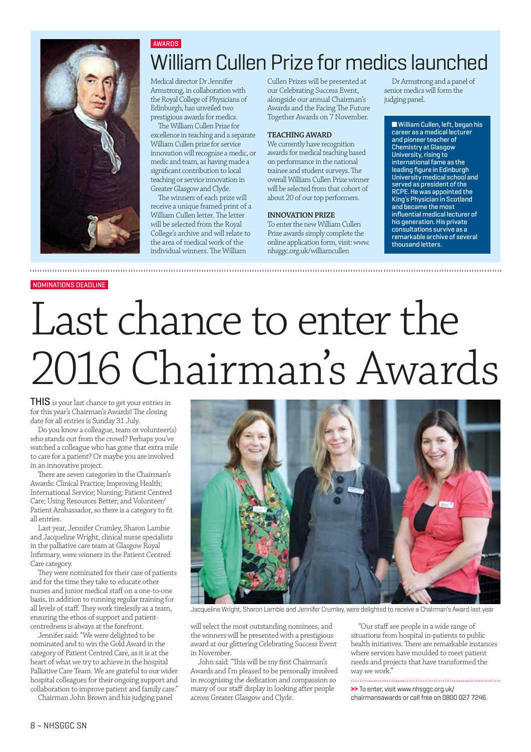AWARDS

# William Cullen Prize for medics launched

Medical director Dr Jennifer Armstrong, in collaboration with the Royal College of Physicians of Edinburgh, has unveiled two prestigious awards for medics.

The William Cullen Prize for excellence in teaching and a separate William Cullen prize for service innovation will recognise a medic, or medic and team, as having made a significant contribution to local teaching or service innovation in Greater Glasgow and Clyde.

The winners of each prize will receive a unique framed print of a William Cullen letter. The letter will be selected from the Royal College's archive and will relate to the area of medical work of the individual winners. The William Cullen Prizes will be presented at our Celebrating Success Event, alongside our annual Chairman's Awards and the Facing The Future Together Awards on 7 November.

### TEACHING AWARD

We currently have recognition awards for medical teaching based on performance in the national trainee and student surveys. The overall William Cullen Prize winner will be selected from that cohort of about 20 of our top performers.

### INNOVATION PRIZE

To enter the new William Cullen Prize awards simply complete the online application form, visit: www.nhsggc.org.uk/williamcullen

Dr Armstrong and a panel of senior medics will form the judging panel.

William Cullen, left, began his career as a medical lecturer and pioneer teacher of Chemistry at Glasgow University, rising to international fame as the leading figure in Edinburgh University medical school and served as president of the RCPE. He was appointed the King's Physician in Scotland and became the most influential medical lecturer of his generation. His private consultations survive as a remarkable archive of several thousand letters.

NOMINATIONS DEADLINE

# Last chance to enter the 2016 Chairman's Awards

**THIS** is your last chance to get your entries in for this year's Chairman's Awards! The closing date for all entries is Sunday 31 July.

Do you know a colleague, team or volunteer(s) who stands out from the crowd? Perhaps you've watched a colleague who has gone that extra mile to care for a patient? Or maybe you are involved in an innovative project.

There are seven categories in the Chairman's Awards: Clinical Practice; Improving Health; International Service; Nursing; Patient Centred Care; Using Resources Better; and Volunteer/Patient Ambassador, so there is a category to fit all entries.

Last year, Jennifer Crumley, Sharon Lambie and Jacqueline Wright, clinical nurse specialists in the palliative care team at Glasgow Royal Infirmary, were winners in the Patient Centred Care category.

They were nominated for their care of patients and for the time they take to educate other nurses and junior medical staff on a one-to-one basis, in addition to running regular training for all levels of staff. They work tirelessly as a team, ensuring the ethos of support and patient-centredness is always at the forefront.

Jennifer said: "We were delighted to be nominated and to win the Gold Award in the category of Patient Centred Care, as it is at the heart of what we try to achieve in the hospital Palliative Care Team. We are grateful to our wider hospital colleagues for their ongoing support and collaboration to improve patient and family care."

Chairman John Brown and his judging panel will select the most outstanding nominees, and the winners will be presented with a prestigious award at our glittering Celebrating Success Event in November.

John said: "This will be my first Chairman's Awards and I'm pleased to be personally involved in recognising the dedication and compassion so many of our staff display in looking after people across Greater Glasgow and Clyde.

"Our staff see people in a wide range of situations from hospital in-patients to public health initiatives. There are remarkable instances where services have moulded to meet patient needs and projects that have transformed the way we work."

Jacqueline Wright, Sharon Lambie and Jennifer Crumley, were delighted to receive a Chairman's Award last year

>> To enter, visit www.nhsggc.org.uk/chairmansawards or call free on 0800 027 7246.